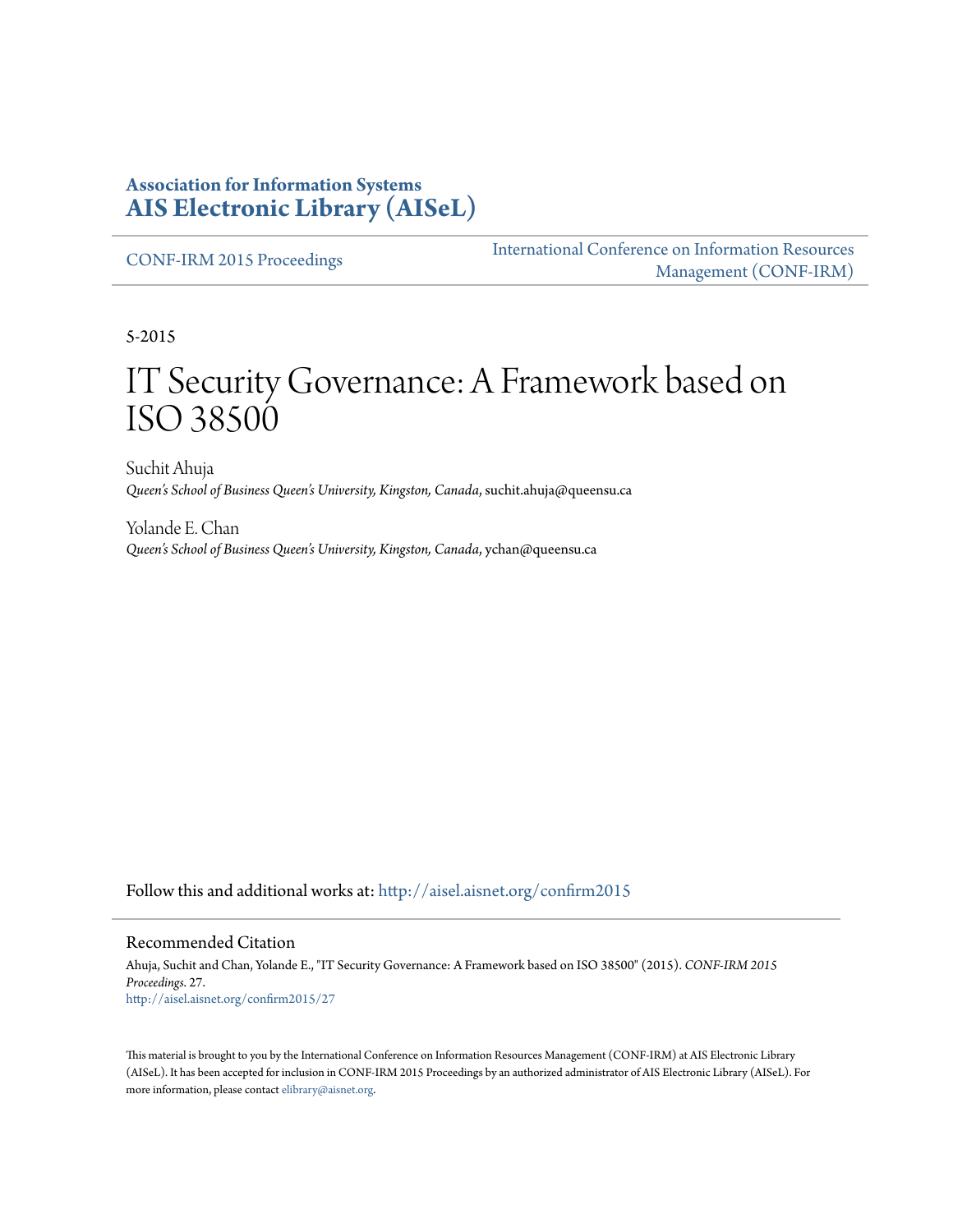**Association for Information Systems**
**AIS Electronic Library (AISeL)**

CONF-IRM 2015 Proceedings

International Conference on Information Resources Management (CONF-IRM)

5-2015

# IT Security Governance: A Framework based on ISO 38500

Suchit Ahuja
*Queen's School of Business Queen's University, Kingston, Canada*, suchit.ahuja@queensu.ca

Yolande E. Chan
*Queen's School of Business Queen's University, Kingston, Canada*, ychan@queensu.ca

Follow this and additional works at: http://aisel.aisnet.org/confirm2015

## Recommended Citation

Ahuja, Suchit and Chan, Yolande E., "IT Security Governance: A Framework based on ISO 38500" (2015). *CONF-IRM 2015 Proceedings*. 27.
http://aisel.aisnet.org/confirm2015/27

This material is brought to you by the International Conference on Information Resources Management (CONF-IRM) at AIS Electronic Library (AISeL). It has been accepted for inclusion in CONF-IRM 2015 Proceedings by an authorized administrator of AIS Electronic Library (AISeL). For more information, please contact elibrary@aisnet.org.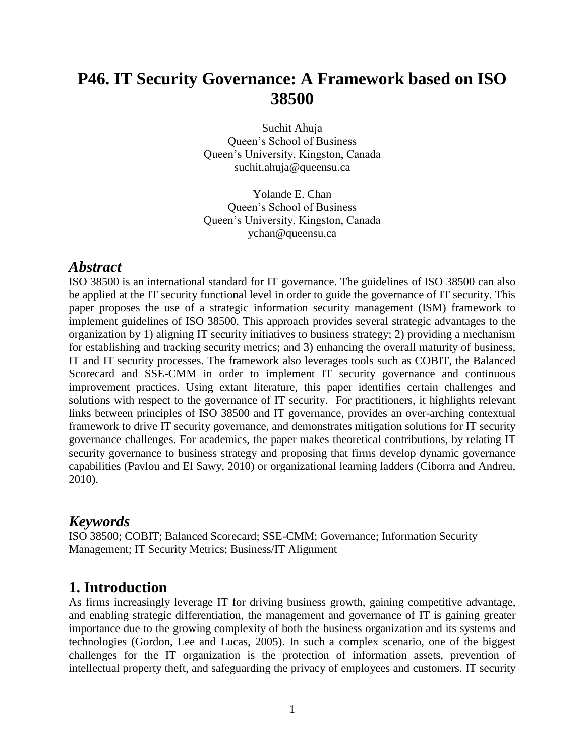# P46. IT Security Governance: A Framework based on ISO 38500

Suchit Ahuja
Queen's School of Business
Queen's University, Kingston, Canada
suchit.ahuja@queensu.ca

Yolande E. Chan
Queen's School of Business
Queen's University, Kingston, Canada
ychan@queensu.ca

## *Abstract*

ISO 38500 is an international standard for IT governance. The guidelines of ISO 38500 can also be applied at the IT security functional level in order to guide the governance of IT security. This paper proposes the use of a strategic information security management (ISM) framework to implement guidelines of ISO 38500. This approach provides several strategic advantages to the organization by 1) aligning IT security initiatives to business strategy; 2) providing a mechanism for establishing and tracking security metrics; and 3) enhancing the overall maturity of business, IT and IT security processes. The framework also leverages tools such as COBIT, the Balanced Scorecard and SSE-CMM in order to implement IT security governance and continuous improvement practices. Using extant literature, this paper identifies certain challenges and solutions with respect to the governance of IT security. For practitioners, it highlights relevant links between principles of ISO 38500 and IT governance, provides an over-arching contextual framework to drive IT security governance, and demonstrates mitigation solutions for IT security governance challenges. For academics, the paper makes theoretical contributions, by relating IT security governance to business strategy and proposing that firms develop dynamic governance capabilities (Pavlou and El Sawy, 2010) or organizational learning ladders (Ciborra and Andreu, 2010).

## *Keywords*

ISO 38500; COBIT; Balanced Scorecard; SSE-CMM; Governance; Information Security Management; IT Security Metrics; Business/IT Alignment

## 1. Introduction

As firms increasingly leverage IT for driving business growth, gaining competitive advantage, and enabling strategic differentiation, the management and governance of IT is gaining greater importance due to the growing complexity of both the business organization and its systems and technologies (Gordon, Lee and Lucas, 2005). In such a complex scenario, one of the biggest challenges for the IT organization is the protection of information assets, prevention of intellectual property theft, and safeguarding the privacy of employees and customers. IT security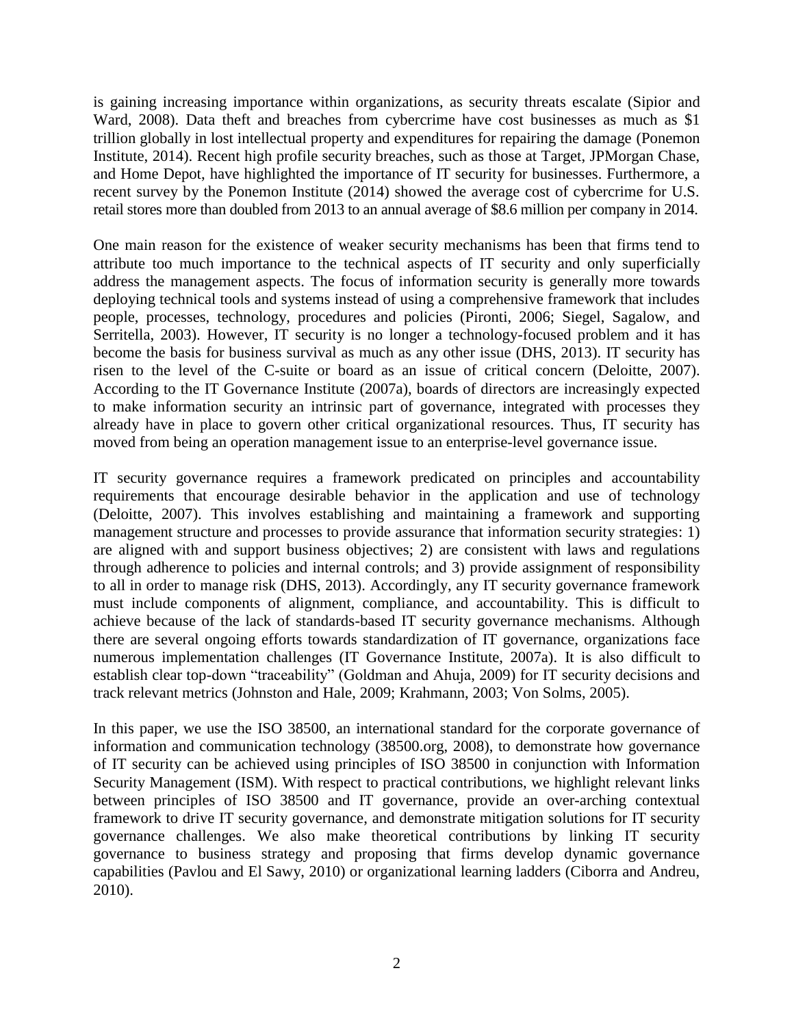is gaining increasing importance within organizations, as security threats escalate (Sipior and Ward, 2008). Data theft and breaches from cybercrime have cost businesses as much as $1 trillion globally in lost intellectual property and expenditures for repairing the damage (Ponemon Institute, 2014). Recent high profile security breaches, such as those at Target, JPMorgan Chase, and Home Depot, have highlighted the importance of IT security for businesses. Furthermore, a recent survey by the Ponemon Institute (2014) showed the average cost of cybercrime for U.S. retail stores more than doubled from 2013 to an annual average of $8.6 million per company in 2014.

One main reason for the existence of weaker security mechanisms has been that firms tend to attribute too much importance to the technical aspects of IT security and only superficially address the management aspects. The focus of information security is generally more towards deploying technical tools and systems instead of using a comprehensive framework that includes people, processes, technology, procedures and policies (Pironti, 2006; Siegel, Sagalow, and Serritella, 2003). However, IT security is no longer a technology-focused problem and it has become the basis for business survival as much as any other issue (DHS, 2013). IT security has risen to the level of the C-suite or board as an issue of critical concern (Deloitte, 2007). According to the IT Governance Institute (2007a), boards of directors are increasingly expected to make information security an intrinsic part of governance, integrated with processes they already have in place to govern other critical organizational resources. Thus, IT security has moved from being an operation management issue to an enterprise-level governance issue.

IT security governance requires a framework predicated on principles and accountability requirements that encourage desirable behavior in the application and use of technology (Deloitte, 2007). This involves establishing and maintaining a framework and supporting management structure and processes to provide assurance that information security strategies: 1) are aligned with and support business objectives; 2) are consistent with laws and regulations through adherence to policies and internal controls; and 3) provide assignment of responsibility to all in order to manage risk (DHS, 2013). Accordingly, any IT security governance framework must include components of alignment, compliance, and accountability. This is difficult to achieve because of the lack of standards-based IT security governance mechanisms. Although there are several ongoing efforts towards standardization of IT governance, organizations face numerous implementation challenges (IT Governance Institute, 2007a). It is also difficult to establish clear top-down "traceability" (Goldman and Ahuja, 2009) for IT security decisions and track relevant metrics (Johnston and Hale, 2009; Krahmann, 2003; Von Solms, 2005).

In this paper, we use the ISO 38500, an international standard for the corporate governance of information and communication technology (38500.org, 2008), to demonstrate how governance of IT security can be achieved using principles of ISO 38500 in conjunction with Information Security Management (ISM). With respect to practical contributions, we highlight relevant links between principles of ISO 38500 and IT governance, provide an over-arching contextual framework to drive IT security governance, and demonstrate mitigation solutions for IT security governance challenges. We also make theoretical contributions by linking IT security governance to business strategy and proposing that firms develop dynamic governance capabilities (Pavlou and El Sawy, 2010) or organizational learning ladders (Ciborra and Andreu, 2010).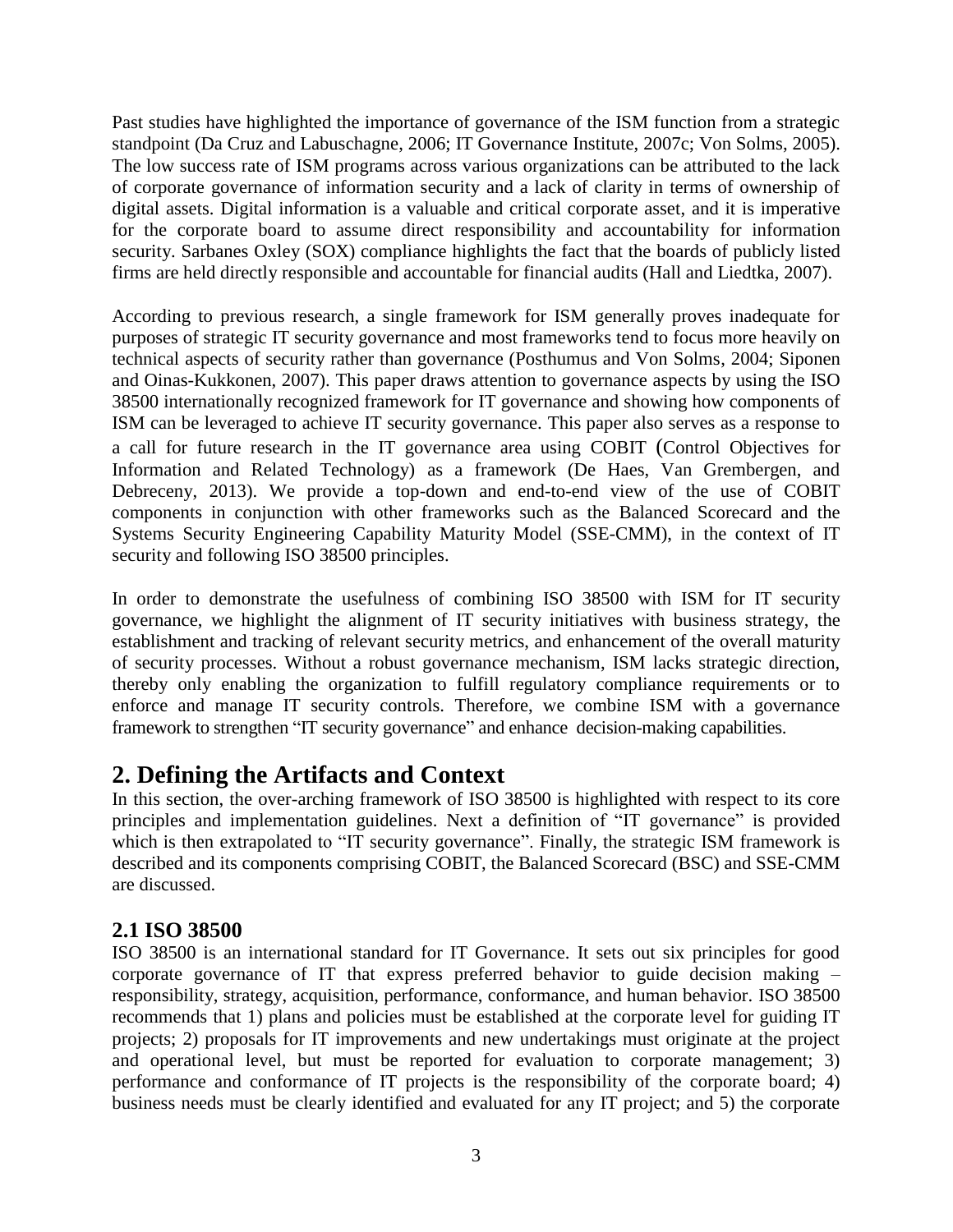Past studies have highlighted the importance of governance of the ISM function from a strategic standpoint (Da Cruz and Labuschagne, 2006; IT Governance Institute, 2007c; Von Solms, 2005). The low success rate of ISM programs across various organizations can be attributed to the lack of corporate governance of information security and a lack of clarity in terms of ownership of digital assets. Digital information is a valuable and critical corporate asset, and it is imperative for the corporate board to assume direct responsibility and accountability for information security. Sarbanes Oxley (SOX) compliance highlights the fact that the boards of publicly listed firms are held directly responsible and accountable for financial audits (Hall and Liedtka, 2007).

According to previous research, a single framework for ISM generally proves inadequate for purposes of strategic IT security governance and most frameworks tend to focus more heavily on technical aspects of security rather than governance (Posthumus and Von Solms, 2004; Siponen and Oinas-Kukkonen, 2007). This paper draws attention to governance aspects by using the ISO 38500 internationally recognized framework for IT governance and showing how components of ISM can be leveraged to achieve IT security governance. This paper also serves as a response to a call for future research in the IT governance area using COBIT (Control Objectives for Information and Related Technology) as a framework (De Haes, Van Grembergen, and Debreceny, 2013). We provide a top-down and end-to-end view of the use of COBIT components in conjunction with other frameworks such as the Balanced Scorecard and the Systems Security Engineering Capability Maturity Model (SSE-CMM), in the context of IT security and following ISO 38500 principles.

In order to demonstrate the usefulness of combining ISO 38500 with ISM for IT security governance, we highlight the alignment of IT security initiatives with business strategy, the establishment and tracking of relevant security metrics, and enhancement of the overall maturity of security processes. Without a robust governance mechanism, ISM lacks strategic direction, thereby only enabling the organization to fulfill regulatory compliance requirements or to enforce and manage IT security controls. Therefore, we combine ISM with a governance framework to strengthen "IT security governance" and enhance decision-making capabilities.

## 2. Defining the Artifacts and Context

In this section, the over-arching framework of ISO 38500 is highlighted with respect to its core principles and implementation guidelines. Next a definition of "IT governance" is provided which is then extrapolated to "IT security governance". Finally, the strategic ISM framework is described and its components comprising COBIT, the Balanced Scorecard (BSC) and SSE-CMM are discussed.

### 2.1 ISO 38500

ISO 38500 is an international standard for IT Governance. It sets out six principles for good corporate governance of IT that express preferred behavior to guide decision making – responsibility, strategy, acquisition, performance, conformance, and human behavior. ISO 38500 recommends that 1) plans and policies must be established at the corporate level for guiding IT projects; 2) proposals for IT improvements and new undertakings must originate at the project and operational level, but must be reported for evaluation to corporate management; 3) performance and conformance of IT projects is the responsibility of the corporate board; 4) business needs must be clearly identified and evaluated for any IT project; and 5) the corporate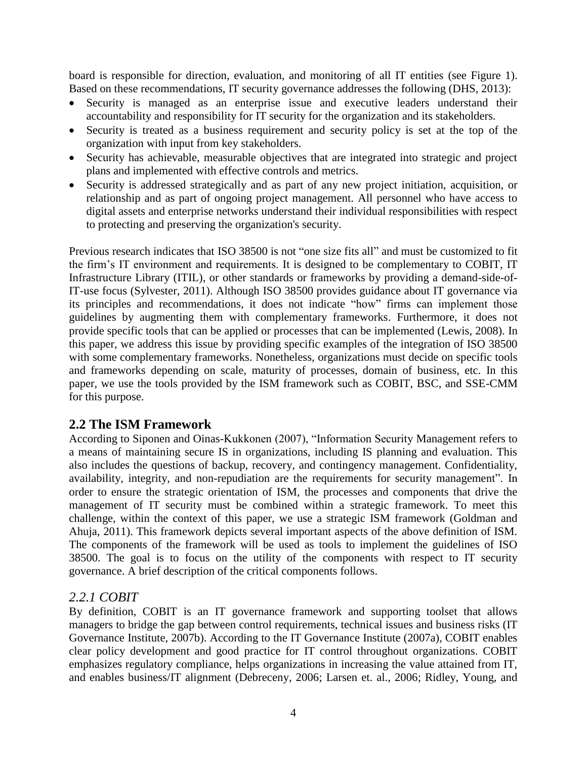board is responsible for direction, evaluation, and monitoring of all IT entities (see Figure 1). Based on these recommendations, IT security governance addresses the following (DHS, 2013):

- Security is managed as an enterprise issue and executive leaders understand their accountability and responsibility for IT security for the organization and its stakeholders.
- Security is treated as a business requirement and security policy is set at the top of the organization with input from key stakeholders.
- Security has achievable, measurable objectives that are integrated into strategic and project plans and implemented with effective controls and metrics.
- Security is addressed strategically and as part of any new project initiation, acquisition, or relationship and as part of ongoing project management. All personnel who have access to digital assets and enterprise networks understand their individual responsibilities with respect to protecting and preserving the organization's security.

Previous research indicates that ISO 38500 is not "one size fits all" and must be customized to fit the firm's IT environment and requirements. It is designed to be complementary to COBIT, IT Infrastructure Library (ITIL), or other standards or frameworks by providing a demand-side-of-IT-use focus (Sylvester, 2011). Although ISO 38500 provides guidance about IT governance via its principles and recommendations, it does not indicate "how" firms can implement those guidelines by augmenting them with complementary frameworks. Furthermore, it does not provide specific tools that can be applied or processes that can be implemented (Lewis, 2008). In this paper, we address this issue by providing specific examples of the integration of ISO 38500 with some complementary frameworks. Nonetheless, organizations must decide on specific tools and frameworks depending on scale, maturity of processes, domain of business, etc. In this paper, we use the tools provided by the ISM framework such as COBIT, BSC, and SSE-CMM for this purpose.

## 2.2 The ISM Framework

According to Siponen and Oinas-Kukkonen (2007), "Information Security Management refers to a means of maintaining secure IS in organizations, including IS planning and evaluation. This also includes the questions of backup, recovery, and contingency management. Confidentiality, availability, integrity, and non-repudiation are the requirements for security management". In order to ensure the strategic orientation of ISM, the processes and components that drive the management of IT security must be combined within a strategic framework. To meet this challenge, within the context of this paper, we use a strategic ISM framework (Goldman and Ahuja, 2011). This framework depicts several important aspects of the above definition of ISM. The components of the framework will be used as tools to implement the guidelines of ISO 38500. The goal is to focus on the utility of the components with respect to IT security governance. A brief description of the critical components follows.

### *2.2.1 COBIT*

By definition, COBIT is an IT governance framework and supporting toolset that allows managers to bridge the gap between control requirements, technical issues and business risks (IT Governance Institute, 2007b). According to the IT Governance Institute (2007a), COBIT enables clear policy development and good practice for IT control throughout organizations. COBIT emphasizes regulatory compliance, helps organizations in increasing the value attained from IT, and enables business/IT alignment (Debreceny, 2006; Larsen et. al., 2006; Ridley, Young, and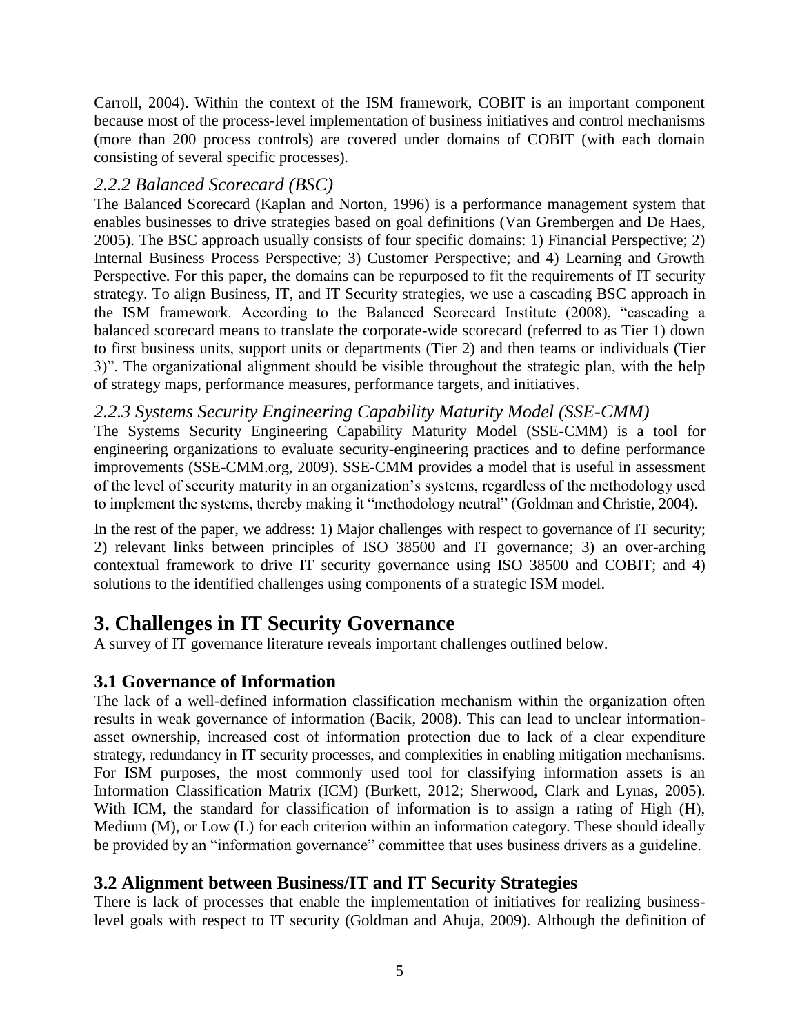Carroll, 2004). Within the context of the ISM framework, COBIT is an important component because most of the process-level implementation of business initiatives and control mechanisms (more than 200 process controls) are covered under domains of COBIT (with each domain consisting of several specific processes).

### *2.2.2 Balanced Scorecard (BSC)*

The Balanced Scorecard (Kaplan and Norton, 1996) is a performance management system that enables businesses to drive strategies based on goal definitions (Van Grembergen and De Haes, 2005). The BSC approach usually consists of four specific domains: 1) Financial Perspective; 2) Internal Business Process Perspective; 3) Customer Perspective; and 4) Learning and Growth Perspective. For this paper, the domains can be repurposed to fit the requirements of IT security strategy. To align Business, IT, and IT Security strategies, we use a cascading BSC approach in the ISM framework. According to the Balanced Scorecard Institute (2008), "cascading a balanced scorecard means to translate the corporate-wide scorecard (referred to as Tier 1) down to first business units, support units or departments (Tier 2) and then teams or individuals (Tier 3)". The organizational alignment should be visible throughout the strategic plan, with the help of strategy maps, performance measures, performance targets, and initiatives.

### *2.2.3 Systems Security Engineering Capability Maturity Model (SSE-CMM)*

The Systems Security Engineering Capability Maturity Model (SSE-CMM) is a tool for engineering organizations to evaluate security-engineering practices and to define performance improvements (SSE-CMM.org, 2009). SSE-CMM provides a model that is useful in assessment of the level of security maturity in an organization's systems, regardless of the methodology used to implement the systems, thereby making it "methodology neutral" (Goldman and Christie, 2004).

In the rest of the paper, we address: 1) Major challenges with respect to governance of IT security; 2) relevant links between principles of ISO 38500 and IT governance; 3) an over-arching contextual framework to drive IT security governance using ISO 38500 and COBIT; and 4) solutions to the identified challenges using components of a strategic ISM model.

## 3. Challenges in IT Security Governance

A survey of IT governance literature reveals important challenges outlined below.

### 3.1 Governance of Information

The lack of a well-defined information classification mechanism within the organization often results in weak governance of information (Bacik, 2008). This can lead to unclear information-asset ownership, increased cost of information protection due to lack of a clear expenditure strategy, redundancy in IT security processes, and complexities in enabling mitigation mechanisms. For ISM purposes, the most commonly used tool for classifying information assets is an Information Classification Matrix (ICM) (Burkett, 2012; Sherwood, Clark and Lynas, 2005). With ICM, the standard for classification of information is to assign a rating of High (H), Medium (M), or Low (L) for each criterion within an information category. These should ideally be provided by an "information governance" committee that uses business drivers as a guideline.

### 3.2 Alignment between Business/IT and IT Security Strategies

There is lack of processes that enable the implementation of initiatives for realizing business-level goals with respect to IT security (Goldman and Ahuja, 2009). Although the definition of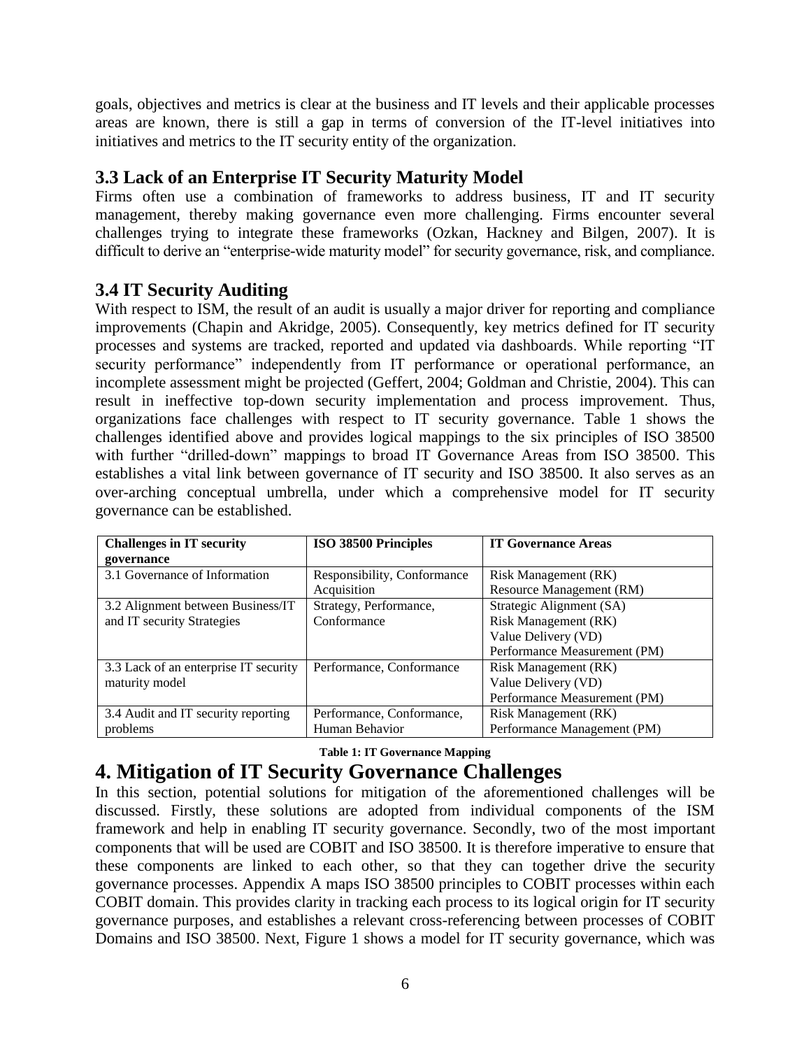goals, objectives and metrics is clear at the business and IT levels and their applicable processes areas are known, there is still a gap in terms of conversion of the IT-level initiatives into initiatives and metrics to the IT security entity of the organization.

### 3.3 Lack of an Enterprise IT Security Maturity Model

Firms often use a combination of frameworks to address business, IT and IT security management, thereby making governance even more challenging. Firms encounter several challenges trying to integrate these frameworks (Ozkan, Hackney and Bilgen, 2007). It is difficult to derive an "enterprise-wide maturity model" for security governance, risk, and compliance.

### 3.4 IT Security Auditing

With respect to ISM, the result of an audit is usually a major driver for reporting and compliance improvements (Chapin and Akridge, 2005). Consequently, key metrics defined for IT security processes and systems are tracked, reported and updated via dashboards. While reporting "IT security performance" independently from IT performance or operational performance, an incomplete assessment might be projected (Geffert, 2004; Goldman and Christie, 2004). This can result in ineffective top-down security implementation and process improvement. Thus, organizations face challenges with respect to IT security governance. Table 1 shows the challenges identified above and provides logical mappings to the six principles of ISO 38500 with further "drilled-down" mappings to broad IT Governance Areas from ISO 38500. This establishes a vital link between governance of IT security and ISO 38500. It also serves as an over-arching conceptual umbrella, under which a comprehensive model for IT security governance can be established.

| Challenges in IT security governance | ISO 38500 Principles | IT Governance Areas |
|---|---|---|
| 3.1 Governance of Information | Responsibility, Conformance Acquisition | Risk Management (RK)<br>Resource Management (RM) |
| 3.2 Alignment between Business/IT and IT security Strategies | Strategy, Performance, Conformance | Strategic Alignment (SA)<br>Risk Management (RK)<br>Value Delivery (VD)<br>Performance Measurement (PM) |
| 3.3 Lack of an enterprise IT security maturity model | Performance, Conformance | Risk Management (RK)<br>Value Delivery (VD)<br>Performance Measurement (PM) |
| 3.4 Audit and IT security reporting problems | Performance, Conformance, Human Behavior | Risk Management (RK)<br>Performance Management (PM) |

**Table 1: IT Governance Mapping**

## 4. Mitigation of IT Security Governance Challenges

In this section, potential solutions for mitigation of the aforementioned challenges will be discussed. Firstly, these solutions are adopted from individual components of the ISM framework and help in enabling IT security governance. Secondly, two of the most important components that will be used are COBIT and ISO 38500. It is therefore imperative to ensure that these components are linked to each other, so that they can together drive the security governance processes. Appendix A maps ISO 38500 principles to COBIT processes within each COBIT domain. This provides clarity in tracking each process to its logical origin for IT security governance purposes, and establishes a relevant cross-referencing between processes of COBIT Domains and ISO 38500. Next, Figure 1 shows a model for IT security governance, which was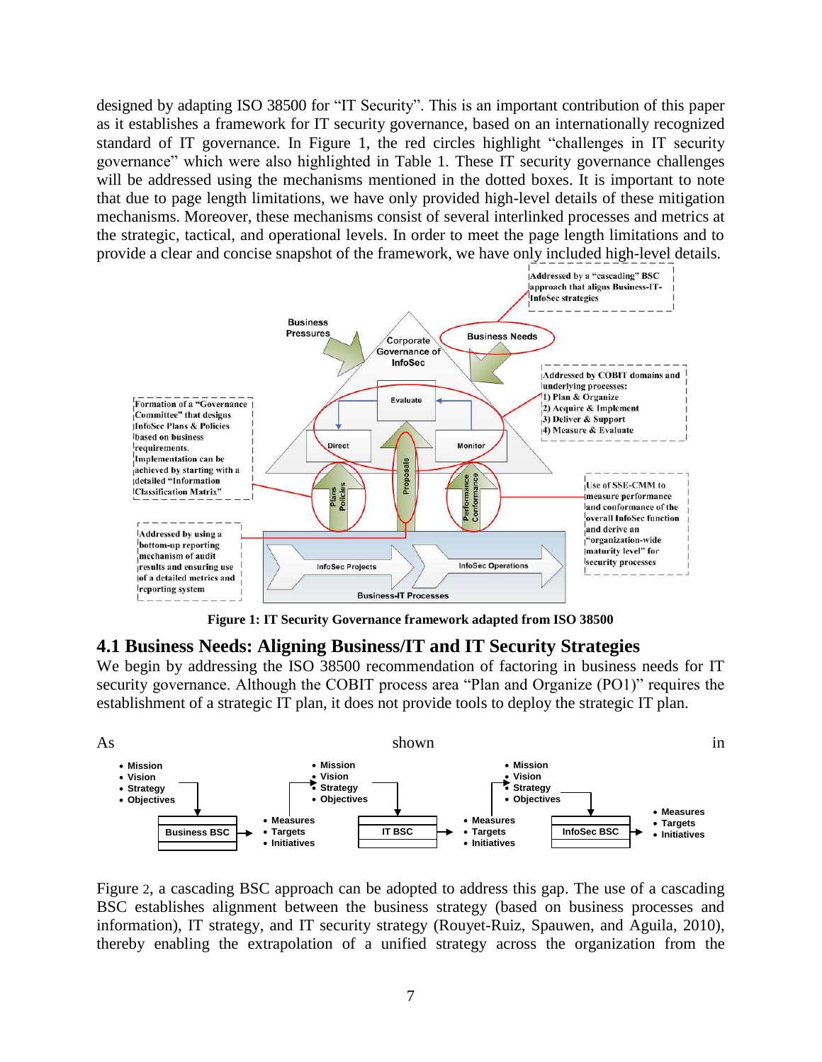designed by adapting ISO 38500 for "IT Security". This is an important contribution of this paper as it establishes a framework for IT security governance, based on an internationally recognized standard of IT governance. In Figure 1, the red circles highlight "challenges in IT security governance" which were also highlighted in Table 1. These IT security governance challenges will be addressed using the mechanisms mentioned in the dotted boxes. It is important to note that due to page length limitations, we have only provided high-level details of these mitigation mechanisms. Moreover, these mechanisms consist of several interlinked processes and metrics at the strategic, tactical, and operational levels. In order to meet the page length limitations and to provide a clear and concise snapshot of the framework, we have only included high-level details.

**Figure 1: IT Security Governance framework adapted from ISO 38500**

## 4.1 Business Needs: Aligning Business/IT and IT Security Strategies

We begin by addressing the ISO 38500 recommendation of factoring in business needs for IT security governance. Although the COBIT process area "Plan and Organize (PO1)" requires the establishment of a strategic IT plan, it does not provide tools to deploy the strategic IT plan.

As shown in Figure 2, a cascading BSC approach can be adopted to address this gap. The use of a cascading BSC establishes alignment between the business strategy (based on business processes and information), IT strategy, and IT security strategy (Rouyet-Ruiz, Spauwen, and Aguila, 2010), thereby enabling the extrapolation of a unified strategy across the organization from the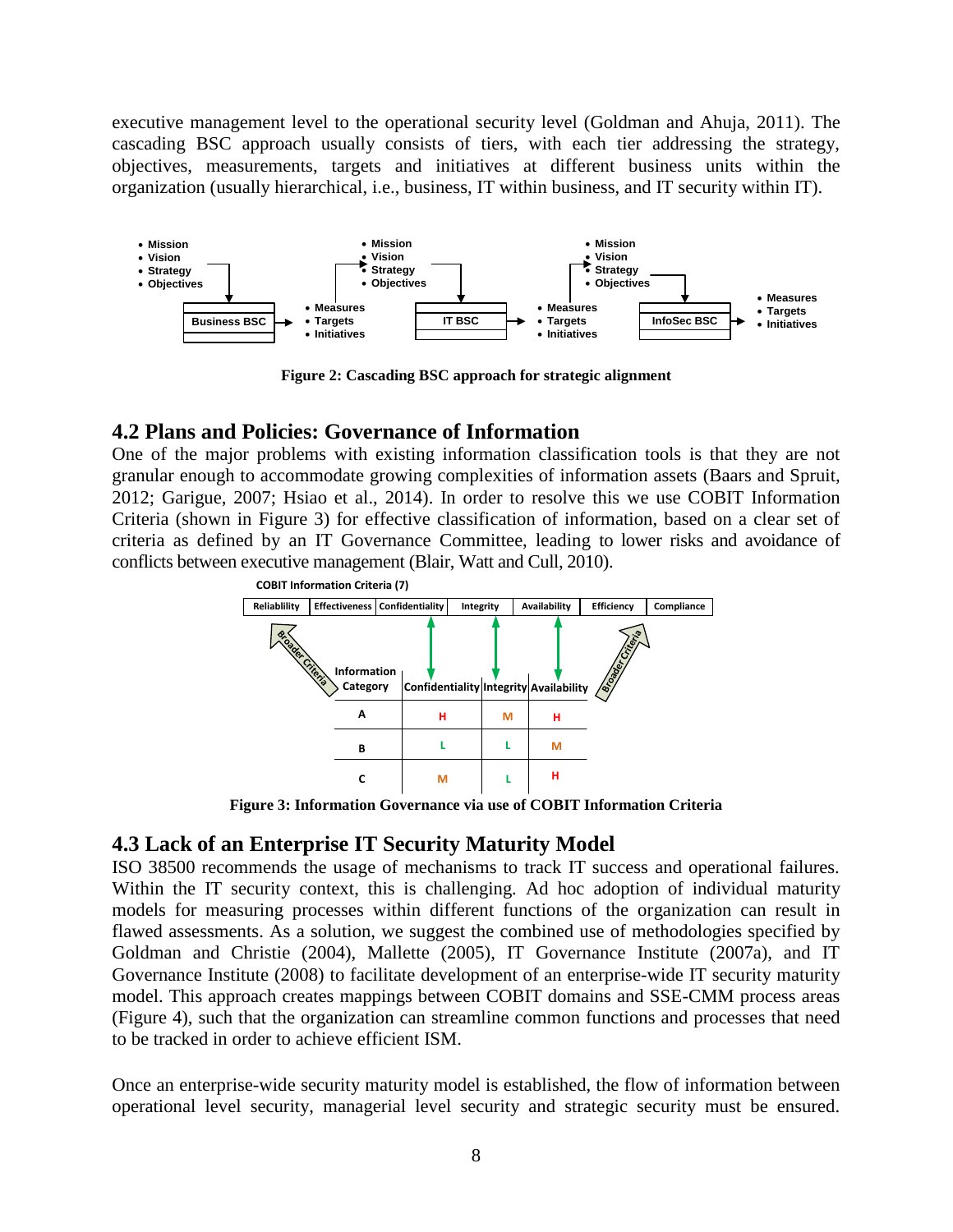executive management level to the operational security level (Goldman and Ahuja, 2011). The cascading BSC approach usually consists of tiers, with each tier addressing the strategy, objectives, measurements, targets and initiatives at different business units within the organization (usually hierarchical, i.e., business, IT within business, and IT security within IT).

**Figure 2: Cascading BSC approach for strategic alignment**

## 4.2 Plans and Policies: Governance of Information

One of the major problems with existing information classification tools is that they are not granular enough to accommodate growing complexities of information assets (Baars and Spruit, 2012; Garigue, 2007; Hsiao et al., 2014). In order to resolve this we use COBIT Information Criteria (shown in Figure 3) for effective classification of information, based on a clear set of criteria as defined by an IT Governance Committee, leading to lower risks and avoidance of conflicts between executive management (Blair, Watt and Cull, 2010).

COBIT Information Criteria (7)

| Reliablility | Effectiveness | Confidentiality | Integrity | Availability | Efficiency | Compliance |
|---|---|---|---|---|---|---|

| Information Category | Confidentiality | Integrity | Availability |
|---|---|---|---|
| A | H | M | H |
| B | L | L | M |
| C | M | L | H |

**Figure 3: Information Governance via use of COBIT Information Criteria**

## 4.3 Lack of an Enterprise IT Security Maturity Model

ISO 38500 recommends the usage of mechanisms to track IT success and operational failures. Within the IT security context, this is challenging. Ad hoc adoption of individual maturity models for measuring processes within different functions of the organization can result in flawed assessments. As a solution, we suggest the combined use of methodologies specified by Goldman and Christie (2004), Mallette (2005), IT Governance Institute (2007a), and IT Governance Institute (2008) to facilitate development of an enterprise-wide IT security maturity model. This approach creates mappings between COBIT domains and SSE-CMM process areas (Figure 4), such that the organization can streamline common functions and processes that need to be tracked in order to achieve efficient ISM.

Once an enterprise-wide security maturity model is established, the flow of information between operational level security, managerial level security and strategic security must be ensured.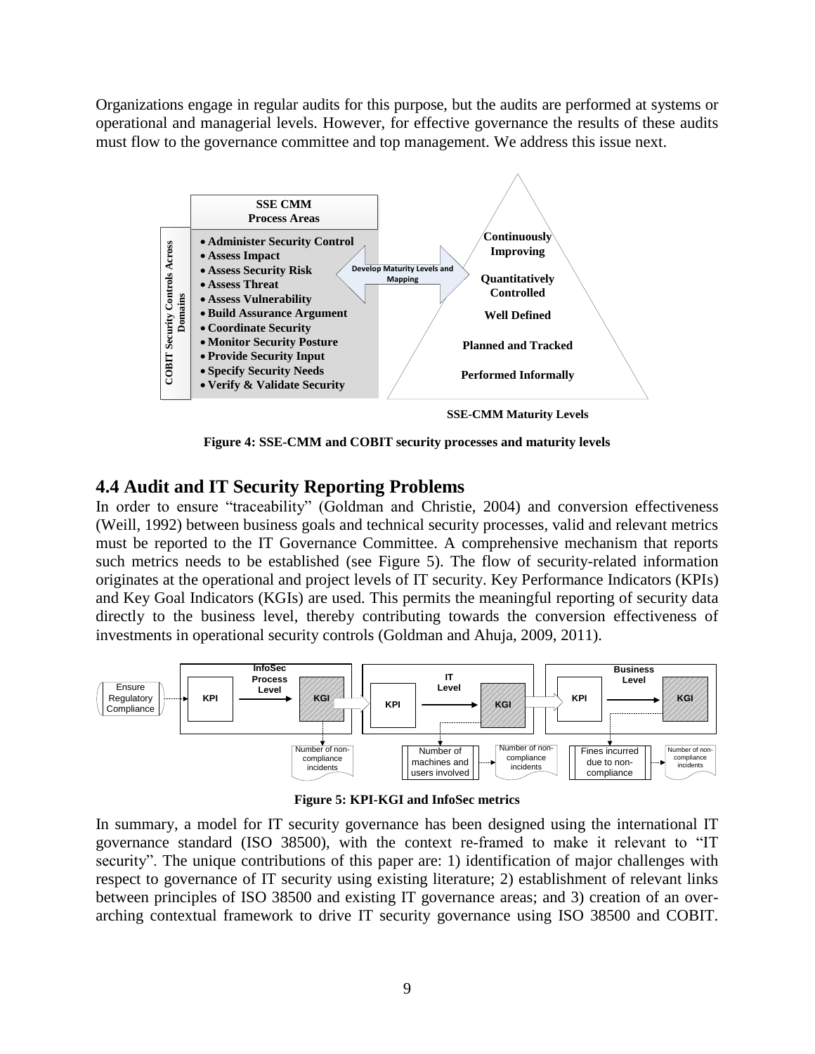Organizations engage in regular audits for this purpose, but the audits are performed at systems or operational and managerial levels. However, for effective governance the results of these audits must flow to the governance committee and top management. We address this issue next.

**Figure 4: SSE-CMM and COBIT security processes and maturity levels**

## 4.4 Audit and IT Security Reporting Problems

In order to ensure "traceability" (Goldman and Christie, 2004) and conversion effectiveness (Weill, 1992) between business goals and technical security processes, valid and relevant metrics must be reported to the IT Governance Committee. A comprehensive mechanism that reports such metrics needs to be established (see Figure 5). The flow of security-related information originates at the operational and project levels of IT security. Key Performance Indicators (KPIs) and Key Goal Indicators (KGIs) are used. This permits the meaningful reporting of security data directly to the business level, thereby contributing towards the conversion effectiveness of investments in operational security controls (Goldman and Ahuja, 2009, 2011).

**Figure 5: KPI-KGI and InfoSec metrics**

In summary, a model for IT security governance has been designed using the international IT governance standard (ISO 38500), with the context re-framed to make it relevant to "IT security". The unique contributions of this paper are: 1) identification of major challenges with respect to governance of IT security using existing literature; 2) establishment of relevant links between principles of ISO 38500 and existing IT governance areas; and 3) creation of an over-arching contextual framework to drive IT security governance using ISO 38500 and COBIT.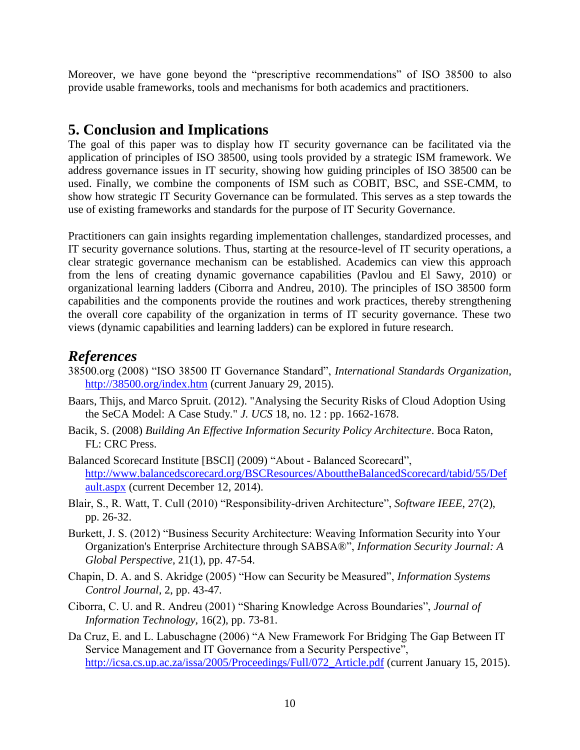Moreover, we have gone beyond the "prescriptive recommendations" of ISO 38500 to also provide usable frameworks, tools and mechanisms for both academics and practitioners.

## 5. Conclusion and Implications

The goal of this paper was to display how IT security governance can be facilitated via the application of principles of ISO 38500, using tools provided by a strategic ISM framework. We address governance issues in IT security, showing how guiding principles of ISO 38500 can be used. Finally, we combine the components of ISM such as COBIT, BSC, and SSE-CMM, to show how strategic IT Security Governance can be formulated. This serves as a step towards the use of existing frameworks and standards for the purpose of IT Security Governance.

Practitioners can gain insights regarding implementation challenges, standardized processes, and IT security governance solutions. Thus, starting at the resource-level of IT security operations, a clear strategic governance mechanism can be established. Academics can view this approach from the lens of creating dynamic governance capabilities (Pavlou and El Sawy, 2010) or organizational learning ladders (Ciborra and Andreu, 2010). The principles of ISO 38500 form capabilities and the components provide the routines and work practices, thereby strengthening the overall core capability of the organization in terms of IT security governance. These two views (dynamic capabilities and learning ladders) can be explored in future research.

## *References*

38500.org (2008) "ISO 38500 IT Governance Standard", *International Standards Organization*, http://38500.org/index.htm (current January 29, 2015).

Baars, Thijs, and Marco Spruit. (2012). "Analysing the Security Risks of Cloud Adoption Using the SeCA Model: A Case Study." *J. UCS* 18, no. 12 : pp. 1662-1678.

Bacik, S. (2008) *Building An Effective Information Security Policy Architecture*. Boca Raton, FL: CRC Press.

Balanced Scorecard Institute [BSCI] (2009) "About - Balanced Scorecard", http://www.balancedscorecard.org/BSCResources/AbouttheBalancedScorecard/tabid/55/Default.aspx (current December 12, 2014).

Blair, S., R. Watt, T. Cull (2010) "Responsibility-driven Architecture", *Software IEEE*, 27(2), pp. 26-32.

Burkett, J. S. (2012) "Business Security Architecture: Weaving Information Security into Your Organization's Enterprise Architecture through SABSA®", *Information Security Journal: A Global Perspective*, 21(1), pp. 47-54.

Chapin, D. A. and S. Akridge (2005) "How can Security be Measured", *Information Systems Control Journal*, 2, pp. 43-47.

Ciborra, C. U. and R. Andreu (2001) "Sharing Knowledge Across Boundaries", *Journal of Information Technology*, 16(2), pp. 73-81.

Da Cruz, E. and L. Labuschagne (2006) "A New Framework For Bridging The Gap Between IT Service Management and IT Governance from a Security Perspective", http://icsa.cs.up.ac.za/issa/2005/Proceedings/Full/072_Article.pdf (current January 15, 2015).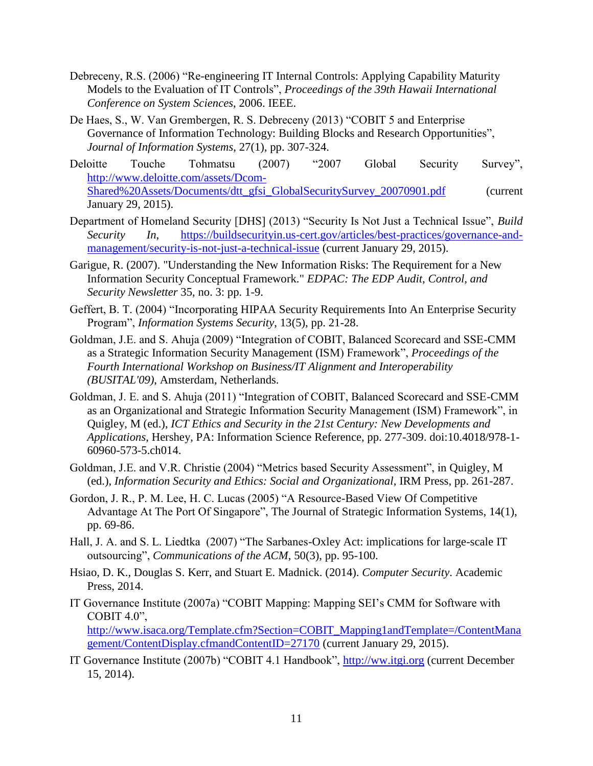Debreceny, R.S. (2006) "Re-engineering IT Internal Controls: Applying Capability Maturity Models to the Evaluation of IT Controls", *Proceedings of the 39th Hawaii International Conference on System Sciences*, 2006. IEEE.

De Haes, S., W. Van Grembergen, R. S. Debreceny (2013) "COBIT 5 and Enterprise Governance of Information Technology: Building Blocks and Research Opportunities", *Journal of Information Systems*, 27(1), pp. 307-324.

Deloitte Touche Tohmatsu (2007) "2007 Global Security Survey", [http://www.deloitte.com/assets/Dcom-Shared%20Assets/Documents/dtt_gfsi_GlobalSecuritySurvey_20070901.pdf](http://www.deloitte.com/assets/Dcom-Shared%20Assets/Documents/dtt_gfsi_GlobalSecuritySurvey_20070901.pdf) (current January 29, 2015).

Department of Homeland Security [DHS] (2013) "Security Is Not Just a Technical Issue", *Build Security In*, [https://buildsecurityin.us-cert.gov/articles/best-practices/governance-and-management/security-is-not-just-a-technical-issue](https://buildsecurityin.us-cert.gov/articles/best-practices/governance-and-management/security-is-not-just-a-technical-issue) (current January 29, 2015).

Garigue, R. (2007). "Understanding the New Information Risks: The Requirement for a New Information Security Conceptual Framework." *EDPAC: The EDP Audit, Control, and Security Newsletter* 35, no. 3: pp. 1-9.

Geffert, B. T. (2004) "Incorporating HIPAA Security Requirements Into An Enterprise Security Program", *Information Systems Security*, 13(5), pp. 21-28.

Goldman, J.E. and S. Ahuja (2009) "Integration of COBIT, Balanced Scorecard and SSE-CMM as a Strategic Information Security Management (ISM) Framework", *Proceedings of the Fourth International Workshop on Business/IT Alignment and Interoperability (BUSITAL'09)*, Amsterdam, Netherlands.

Goldman, J. E. and S. Ahuja (2011) "Integration of COBIT, Balanced Scorecard and SSE-CMM as an Organizational and Strategic Information Security Management (ISM) Framework", in Quigley, M (ed.), *ICT Ethics and Security in the 21st Century: New Developments and Applications*, Hershey, PA: Information Science Reference, pp. 277-309. doi:10.4018/978-1-60960-573-5.ch014.

Goldman, J.E. and V.R. Christie (2004) "Metrics based Security Assessment", in Quigley, M (ed.), *Information Security and Ethics: Social and Organizational*, IRM Press, pp. 261-287.

Gordon, J. R., P. M. Lee, H. C. Lucas (2005) "A Resource-Based View Of Competitive Advantage At The Port Of Singapore", The Journal of Strategic Information Systems, 14(1), pp. 69-86.

Hall, J. A. and S. L. Liedtka (2007) "The Sarbanes-Oxley Act: implications for large-scale IT outsourcing", *Communications of the ACM*, 50(3), pp. 95-100.

Hsiao, D. K., Douglas S. Kerr, and Stuart E. Madnick. (2014). *Computer Security*. Academic Press, 2014.

IT Governance Institute (2007a) "COBIT Mapping: Mapping SEI's CMM for Software with COBIT 4.0", [http://www.isaca.org/Template.cfm?Section=COBIT_Mapping1andTemplate=/ContentManagement/ContentDisplay.cfmandContentID=27170](http://www.isaca.org/Template.cfm?Section=COBIT_Mapping1andTemplate=/ContentManagement/ContentDisplay.cfmandContentID=27170) (current January 29, 2015).

IT Governance Institute (2007b) "COBIT 4.1 Handbook", [http://ww.itgi.org](http://ww.itgi.org) (current December 15, 2014).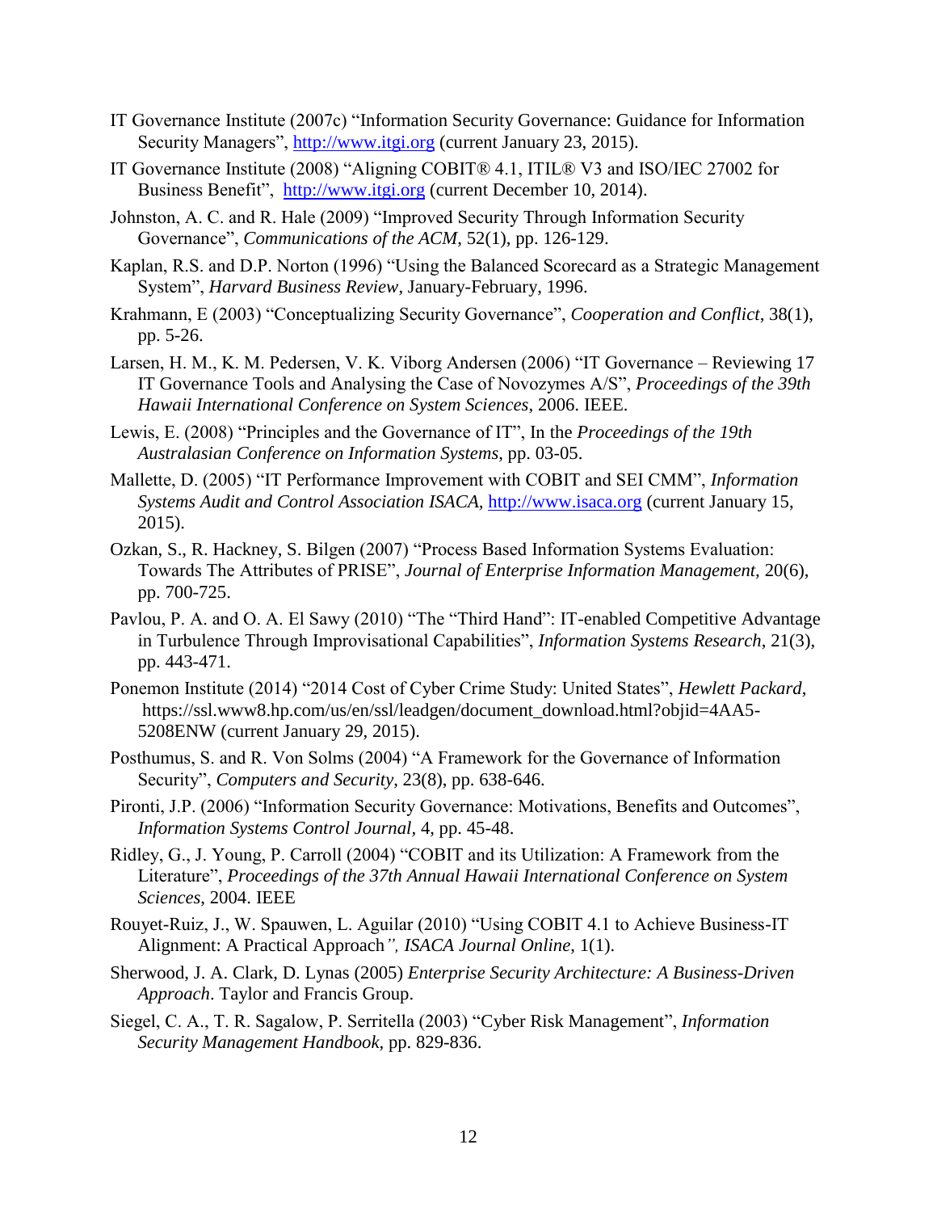IT Governance Institute (2007c) "Information Security Governance: Guidance for Information Security Managers", http://www.itgi.org (current January 23, 2015).

IT Governance Institute (2008) "Aligning COBIT® 4.1, ITIL® V3 and ISO/IEC 27002 for Business Benefit", http://www.itgi.org (current December 10, 2014).

Johnston, A. C. and R. Hale (2009) "Improved Security Through Information Security Governance", *Communications of the ACM*, 52(1), pp. 126-129.

Kaplan, R.S. and D.P. Norton (1996) "Using the Balanced Scorecard as a Strategic Management System", *Harvard Business Review*, January-February, 1996.

Krahmann, E (2003) "Conceptualizing Security Governance", *Cooperation and Conflict*, 38(1), pp. 5-26.

Larsen, H. M., K. M. Pedersen, V. K. Viborg Andersen (2006) "IT Governance – Reviewing 17 IT Governance Tools and Analysing the Case of Novozymes A/S", *Proceedings of the 39th Hawaii International Conference on System Sciences*, 2006. IEEE.

Lewis, E. (2008) "Principles and the Governance of IT", In the *Proceedings of the 19th Australasian Conference on Information Systems*, pp. 03-05.

Mallette, D. (2005) "IT Performance Improvement with COBIT and SEI CMM", *Information Systems Audit and Control Association ISACA*, http://www.isaca.org (current January 15, 2015).

Ozkan, S., R. Hackney, S. Bilgen (2007) "Process Based Information Systems Evaluation: Towards The Attributes of PRISE", *Journal of Enterprise Information Management*, 20(6), pp. 700-725.

Pavlou, P. A. and O. A. El Sawy (2010) "The "Third Hand": IT-enabled Competitive Advantage in Turbulence Through Improvisational Capabilities", *Information Systems Research*, 21(3), pp. 443-471.

Ponemon Institute (2014) "2014 Cost of Cyber Crime Study: United States", *Hewlett Packard*, https://ssl.www8.hp.com/us/en/ssl/leadgen/document_download.html?objid=4AA5-5208ENW (current January 29, 2015).

Posthumus, S. and R. Von Solms (2004) "A Framework for the Governance of Information Security", *Computers and Security*, 23(8), pp. 638-646.

Pironti, J.P. (2006) "Information Security Governance: Motivations, Benefits and Outcomes", *Information Systems Control Journal*, 4, pp. 45-48.

Ridley, G., J. Young, P. Carroll (2004) "COBIT and its Utilization: A Framework from the Literature", *Proceedings of the 37th Annual Hawaii International Conference on System Sciences*, 2004. IEEE

Rouyet-Ruiz, J., W. Spauwen, L. Aguilar (2010) "Using COBIT 4.1 to Achieve Business-IT Alignment: A Practical Approach*", ISACA Journal Online*, 1(1).

Sherwood, J. A. Clark, D. Lynas (2005) *Enterprise Security Architecture: A Business-Driven Approach*. Taylor and Francis Group.

Siegel, C. A., T. R. Sagalow, P. Serritella (2003) "Cyber Risk Management", *Information Security Management Handbook*, pp. 829-836.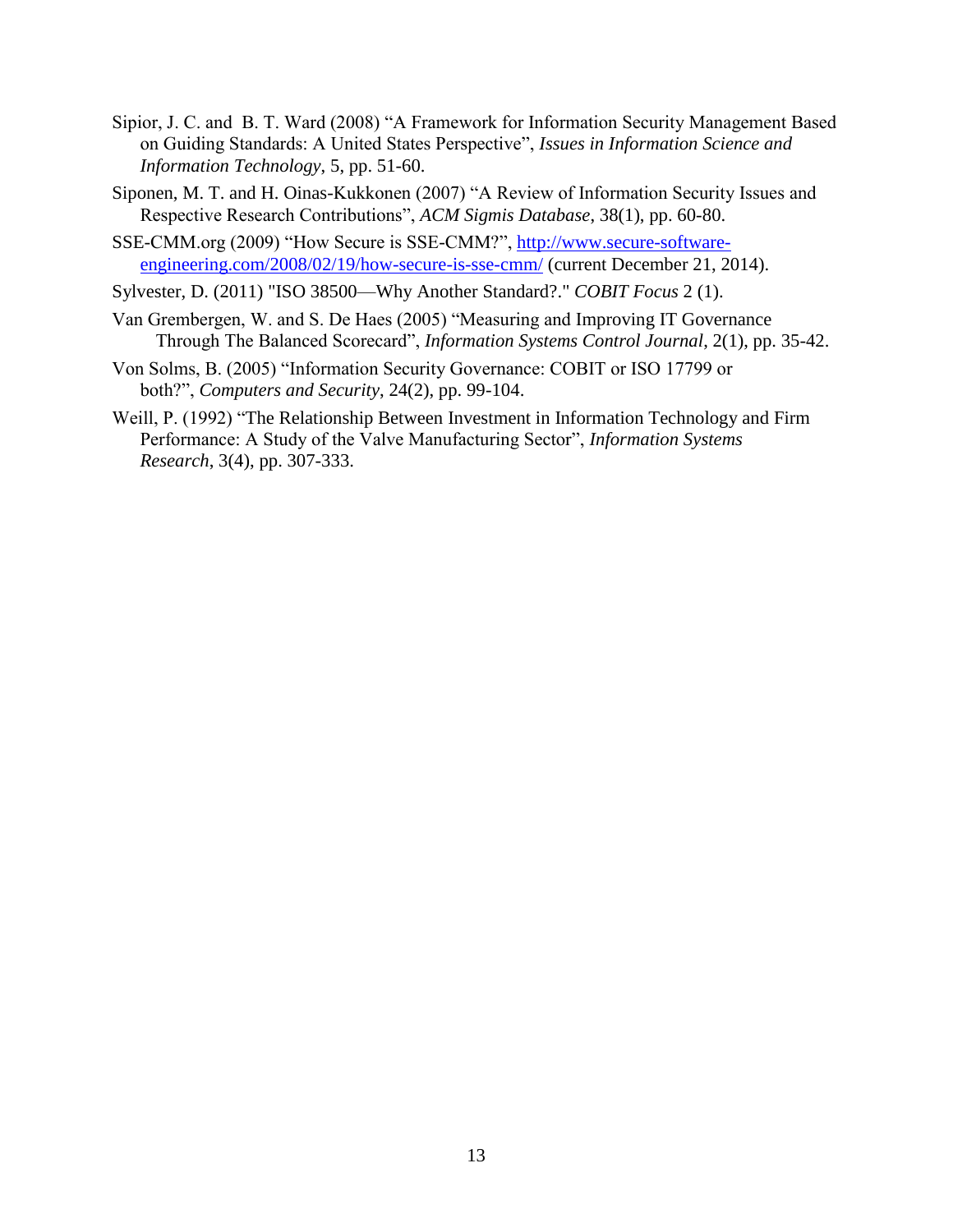Sipior, J. C. and B. T. Ward (2008) "A Framework for Information Security Management Based on Guiding Standards: A United States Perspective", *Issues in Information Science and Information Technology*, 5, pp. 51-60.

Siponen, M. T. and H. Oinas-Kukkonen (2007) "A Review of Information Security Issues and Respective Research Contributions", *ACM Sigmis Database*, 38(1), pp. 60-80.

SSE-CMM.org (2009) "How Secure is SSE-CMM?", [http://www.secure-software-engineering.com/2008/02/19/how-secure-is-sse-cmm/](http://www.secure-software-engineering.com/2008/02/19/how-secure-is-sse-cmm/) (current December 21, 2014).

Sylvester, D. (2011) "ISO 38500—Why Another Standard?." *COBIT Focus* 2 (1).

Van Grembergen, W. and S. De Haes (2005) "Measuring and Improving IT Governance Through The Balanced Scorecard", *Information Systems Control Journal*, 2(1), pp. 35-42.

Von Solms, B. (2005) "Information Security Governance: COBIT or ISO 17799 or both?", *Computers and Security*, 24(2), pp. 99-104.

Weill, P. (1992) "The Relationship Between Investment in Information Technology and Firm Performance: A Study of the Valve Manufacturing Sector", *Information Systems Research*, 3(4), pp. 307-333.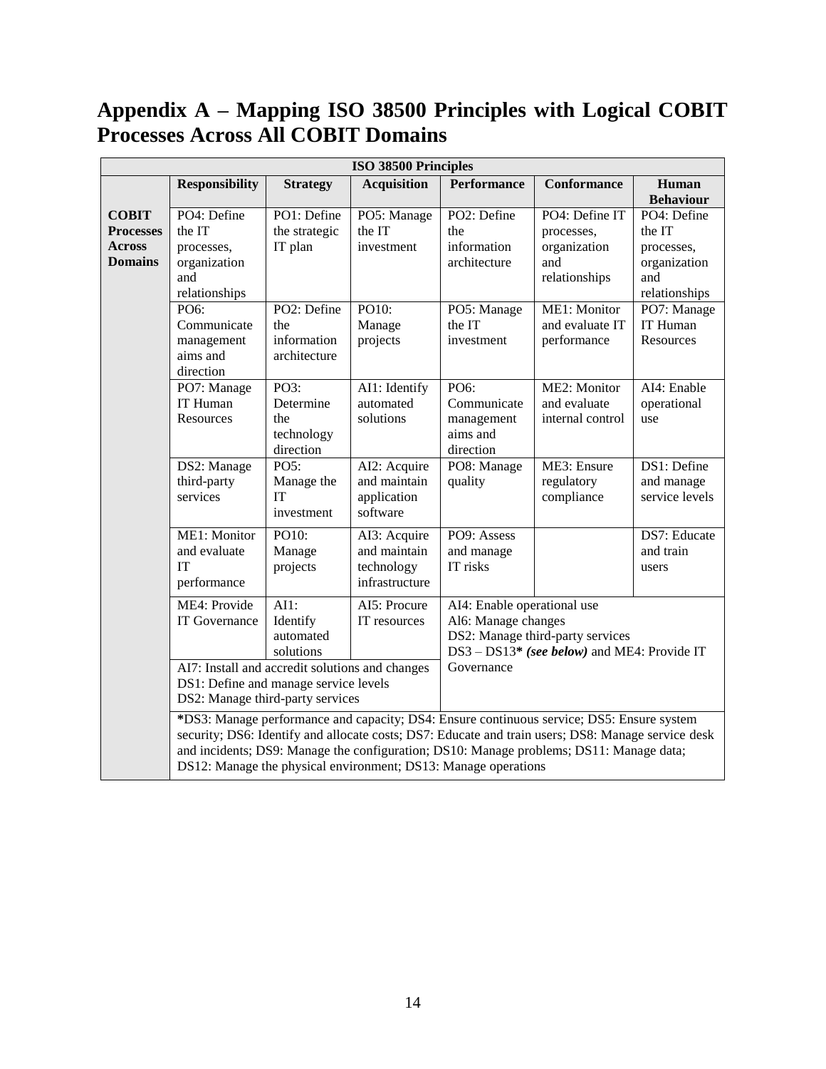# Appendix A – Mapping ISO 38500 Principles with Logical COBIT Processes Across All COBIT Domains

| | ISO 38500 Principles | | | | | |
|---|---|---|---|---|---|---|
| | **Responsibility** | **Strategy** | **Acquisition** | **Performance** | **Conformance** | **Human Behaviour** |
| **COBIT Processes Across Domains** | PO4: Define the IT processes, organization and relationships | PO1: Define the strategic IT plan | PO5: Manage the IT investment | PO2: Define the information architecture | PO4: Define IT processes, organization and relationships | PO4: Define the IT processes, organization and relationships |
| | PO6: Communicate management aims and direction | PO2: Define the information architecture | PO10: Manage projects | PO5: Manage the IT investment | ME1: Monitor and evaluate IT performance | PO7: Manage IT Human Resources |
| | PO7: Manage IT Human Resources | PO3: Determine the technology direction | AI1: Identify automated solutions | PO6: Communicate management aims and direction | ME2: Monitor and evaluate internal control | AI4: Enable operational use |
| | DS2: Manage third-party services | PO5: Manage the IT investment | AI2: Acquire and maintain application software | PO8: Manage quality | ME3: Ensure regulatory compliance | DS1: Define and manage service levels |
| | ME1: Monitor and evaluate IT performance | PO10: Manage projects | AI3: Acquire and maintain technology infrastructure | PO9: Assess and manage IT risks | | DS7: Educate and train users |
| | ME4: Provide IT Governance | AI1: Identify automated solutions | AI5: Procure IT resources | AI4: Enable operational use<br>Al6: Manage changes<br>DS2: Manage third-party services<br>DS3 – DS13* *(see below)* and ME4: Provide IT Governance | | |
| | AI7: Install and accredit solutions and changes<br>DS1: Define and manage service levels<br>DS2: Manage third-party services | | | | | |
| | *DS3: Manage performance and capacity; DS4: Ensure continuous service; DS5: Ensure system security; DS6: Identify and allocate costs; DS7: Educate and train users; DS8: Manage service desk and incidents; DS9: Manage the configuration; DS10: Manage problems; DS11: Manage data; DS12: Manage the physical environment; DS13: Manage operations | | | | | |